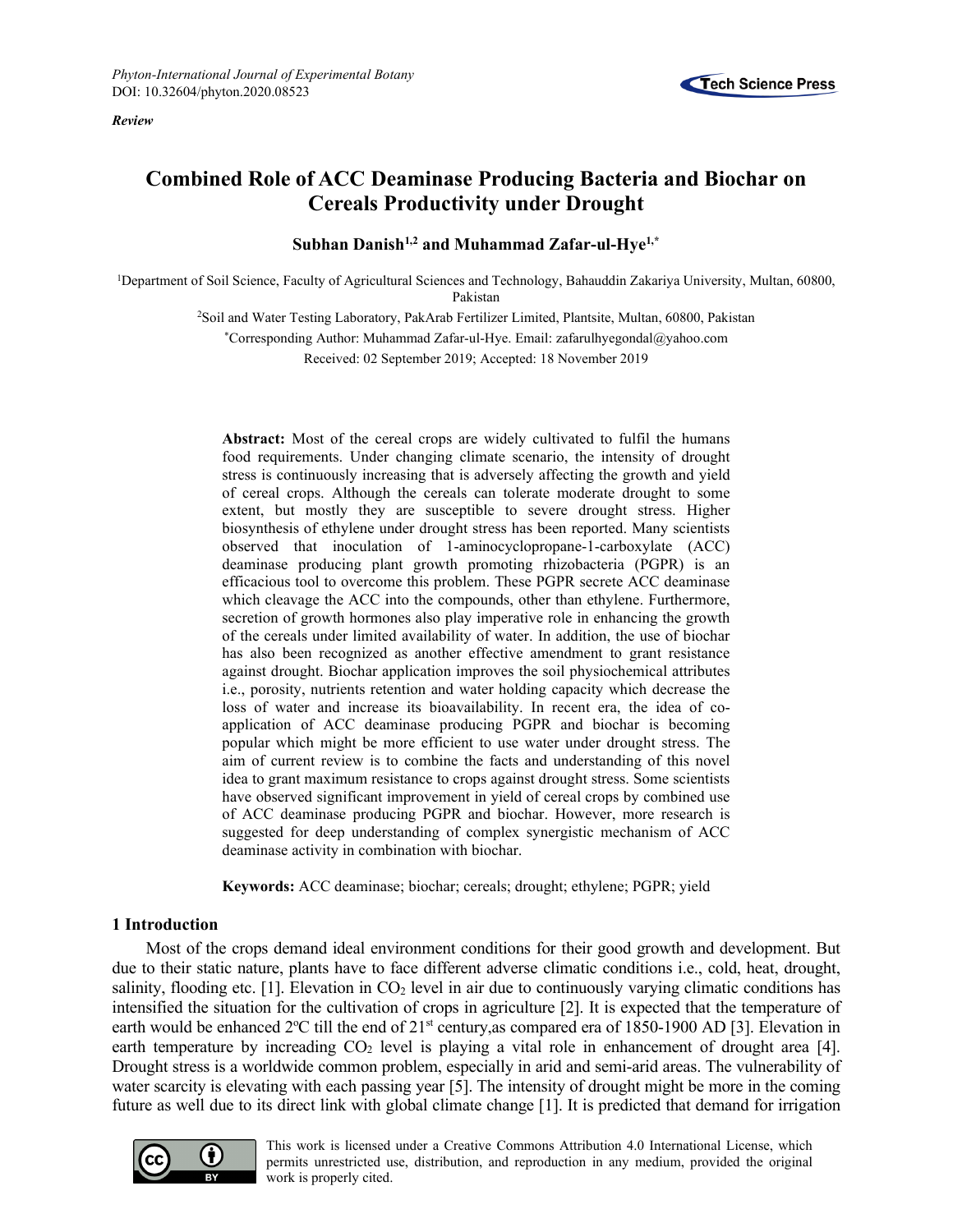*Phyton-International Journal of Experimental Botany*
DOI: 10.32604/phyton.2020.08523

*Review*

# Combined Role of ACC Deaminase Producing Bacteria and Biochar on Cereals Productivity under Drought

**Subhan Danish[1,2] and Muhammad Zafar-ul-Hye[1,*]**

[1]Department of Soil Science, Faculty of Agricultural Sciences and Technology, Bahauddin Zakariya University, Multan, 60800, Pakistan

[2]Soil and Water Testing Laboratory, PakArab Fertilizer Limited, Plantsite, Multan, 60800, Pakistan

[*]Corresponding Author: Muhammad Zafar-ul-Hye. Email: zafarulhyegondal@yahoo.com

Received: 02 September 2019; Accepted: 18 November 2019

**Abstract:** Most of the cereal crops are widely cultivated to fulfil the humans food requirements. Under changing climate scenario, the intensity of drought stress is continuously increasing that is adversely affecting the growth and yield of cereal crops. Although the cereals can tolerate moderate drought to some extent, but mostly they are susceptible to severe drought stress. Higher biosynthesis of ethylene under drought stress has been reported. Many scientists observed that inoculation of 1-aminocyclopropane-1-carboxylate (ACC) deaminase producing plant growth promoting rhizobacteria (PGPR) is an efficacious tool to overcome this problem. These PGPR secrete ACC deaminase which cleavage the ACC into the compounds, other than ethylene. Furthermore, secretion of growth hormones also play imperative role in enhancing the growth of the cereals under limited availability of water. In addition, the use of biochar has also been recognized as another effective amendment to grant resistance against drought. Biochar application improves the soil physiochemical attributes i.e., porosity, nutrients retention and water holding capacity which decrease the loss of water and increase its bioavailability. In recent era, the idea of co-application of ACC deaminase producing PGPR and biochar is becoming popular which might be more efficient to use water under drought stress. The aim of current review is to combine the facts and understanding of this novel idea to grant maximum resistance to crops against drought stress. Some scientists have observed significant improvement in yield of cereal crops by combined use of ACC deaminase producing PGPR and biochar. However, more research is suggested for deep understanding of complex synergistic mechanism of ACC deaminase activity in combination with biochar.

**Keywords:** ACC deaminase; biochar; cereals; drought; ethylene; PGPR; yield

## 1 Introduction

Most of the crops demand ideal environment conditions for their good growth and development. But due to their static nature, plants have to face different adverse climatic conditions i.e., cold, heat, drought, salinity, flooding etc. [1]. Elevation in $CO_2$ level in air due to continuously varying climatic conditions has intensified the situation for the cultivation of crops in agriculture [2]. It is expected that the temperature of earth would be enhanced 2ºC till the end of 21st century,as compared era of 1850-1900 AD [3]. Elevation in earth temperature by increading $CO_2$ level is playing a vital role in enhancement of drought area [4]. Drought stress is a worldwide common problem, especially in arid and semi-arid areas. The vulnerability of water scarcity is elevating with each passing year [5]. The intensity of drought might be more in the coming future as well due to its direct link with global climate change [1]. It is predicted that demand for irrigation

This work is licensed under a Creative Commons Attribution 4.0 International License, which permits unrestricted use, distribution, and reproduction in any medium, provided the original work is properly cited.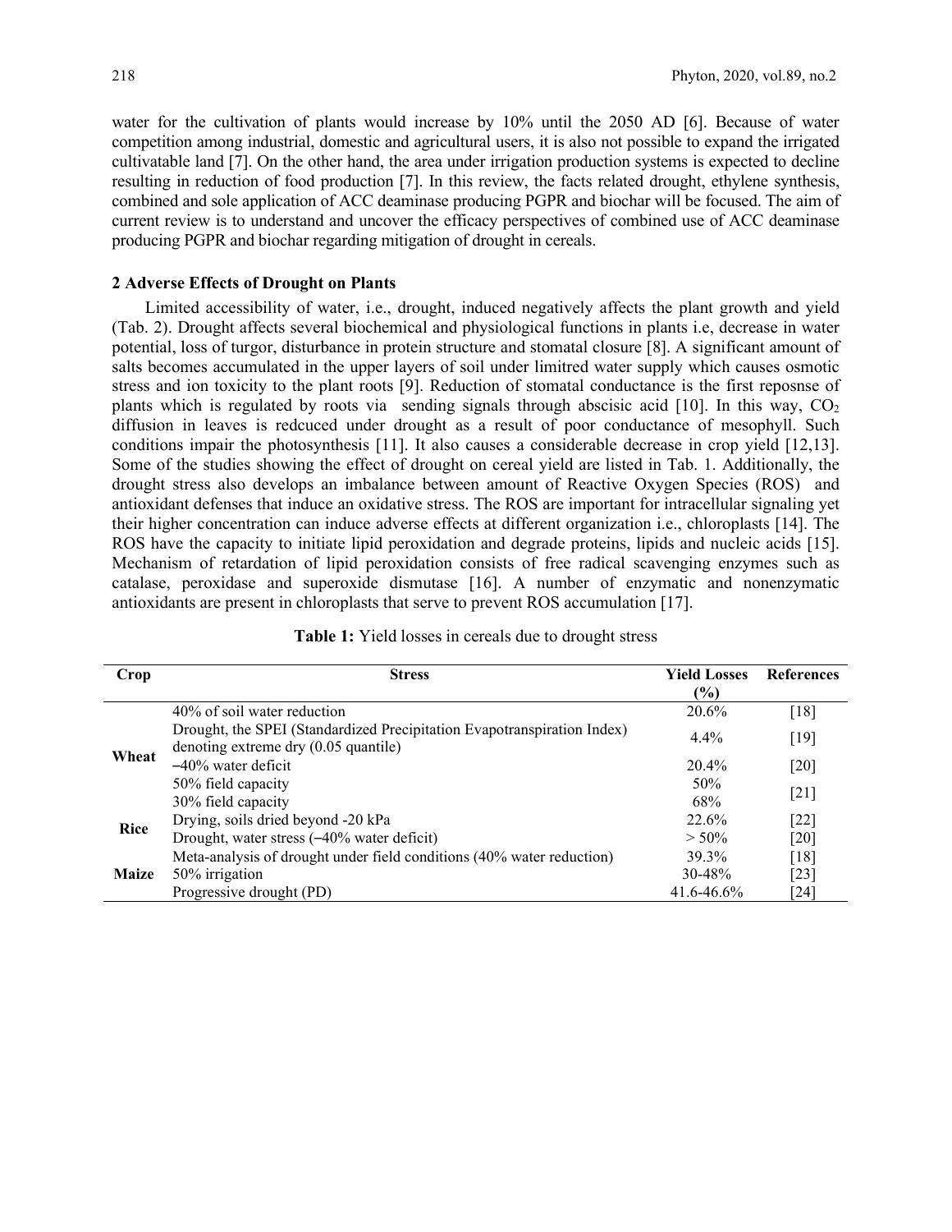water for the cultivation of plants would increase by 10% until the 2050 AD [6]. Because of water competition among industrial, domestic and agricultural users, it is also not possible to expand the irrigated cultivatable land [7]. On the other hand, the area under irrigation production systems is expected to decline resulting in reduction of food production [7]. In this review, the facts related drought, ethylene synthesis, combined and sole application of ACC deaminase producing PGPR and biochar will be focused. The aim of current review is to understand and uncover the efficacy perspectives of combined use of ACC deaminase producing PGPR and biochar regarding mitigation of drought in cereals.

## 2 Adverse Effects of Drought on Plants

Limited accessibility of water, i.e., drought, induced negatively affects the plant growth and yield (Tab. 2). Drought affects several biochemical and physiological functions in plants i.e, decrease in water potential, loss of turgor, disturbance in protein structure and stomatal closure [8]. A significant amount of salts becomes accumulated in the upper layers of soil under limitred water supply which causes osmotic stress and ion toxicity to the plant roots [9]. Reduction of stomatal conductance is the first reposnse of plants which is regulated by roots via sending signals through abscisic acid [10]. In this way, $CO_2$ diffusion in leaves is redcuced under drought as a result of poor conductance of mesophyll. Such conditions impair the photosynthesis [11]. It also causes a considerable decrease in crop yield [12,13]. Some of the studies showing the effect of drought on cereal yield are listed in Tab. 1. Additionally, the drought stress also develops an imbalance between amount of Reactive Oxygen Species (ROS) and antioxidant defenses that induce an oxidative stress. The ROS are important for intracellular signaling yet their higher concentration can induce adverse effects at different organization i.e., chloroplasts [14]. The ROS have the capacity to initiate lipid peroxidation and degrade proteins, lipids and nucleic acids [15]. Mechanism of retardation of lipid peroxidation consists of free radical scavenging enzymes such as catalase, peroxidase and superoxide dismutase [16]. A number of enzymatic and nonenzymatic antioxidants are present in chloroplasts that serve to prevent ROS accumulation [17].

**Table 1:** Yield losses in cereals due to drought stress

| Crop | Stress | Yield Losses (%) | References |
|---|---|---|---|
| Wheat | 40% of soil water reduction | 20.6% | [18] |
| | Drought, the SPEI (Standardized Precipitation Evapotranspiration Index) denoting extreme dry (0.05 quantile) | 4.4% | [19] |
| | −40% water deficit | 20.4% | [20] |
| | 50% field capacity | 50% | [21] |
| | 30% field capacity | 68% | |
| Rice | Drying, soils dried beyond -20 kPa | 22.6% | [22] |
| | Drought, water stress (−40% water deficit) | > 50% | [20] |
| Maize | Meta-analysis of drought under field conditions (40% water reduction) | 39.3% | [18] |
| | 50% irrigation | 30-48% | [23] |
| | Progressive drought (PD) | 41.6-46.6% | [24] |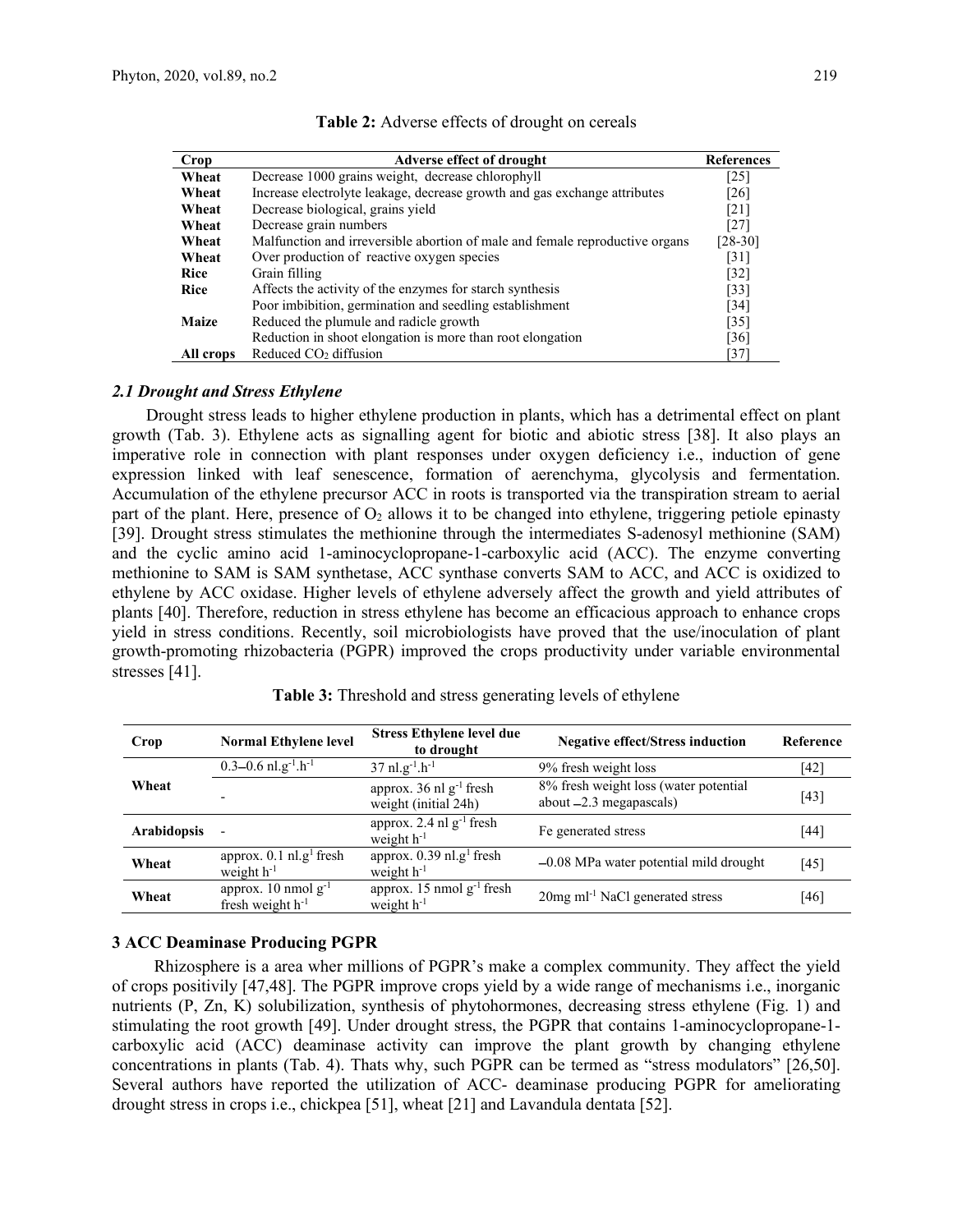**Table 2:** Adverse effects of drought on cereals

| Crop | Adverse effect of drought | References |
|---|---|---|
| **Wheat** | Decrease 1000 grains weight, decrease chlorophyll | [25] |
| **Wheat** | Increase electrolyte leakage, decrease growth and gas exchange attributes | [26] |
| **Wheat** | Decrease biological, grains yield | [21] |
| **Wheat** | Decrease grain numbers | [27] |
| **Wheat** | Malfunction and irreversible abortion of male and female reproductive organs | [28-30] |
| **Wheat** | Over production of reactive oxygen species | [31] |
| **Rice** | Grain filling | [32] |
| **Rice** | Affects the activity of the enzymes for starch synthesis | [33] |
| | Poor imbibition, germination and seedling establishment | [34] |
| **Maize** | Reduced the plumule and radicle growth | [35] |
| | Reduction in shoot elongation is more than root elongation | [36] |
| **All crops** | Reduced $CO_2$ diffusion | [37] |

### *2.1 Drought and Stress Ethylene*

Drought stress leads to higher ethylene production in plants, which has a detrimental effect on plant growth (Tab. 3). Ethylene acts as signalling agent for biotic and abiotic stress [38]. It also plays an imperative role in connection with plant responses under oxygen deficiency i.e., induction of gene expression linked with leaf senescence, formation of aerenchyma, glycolysis and fermentation. Accumulation of the ethylene precursor ACC in roots is transported via the transpiration stream to aerial part of the plant. Here, presence of $O_2$ allows it to be changed into ethylene, triggering petiole epinasty [39]. Drought stress stimulates the methionine through the intermediates S-adenosyl methionine (SAM) and the cyclic amino acid 1-aminocyclopropane-1-carboxylic acid (ACC). The enzyme converting methionine to SAM is SAM synthetase, ACC synthase converts SAM to ACC, and ACC is oxidized to ethylene by ACC oxidase. Higher levels of ethylene adversely affect the growth and yield attributes of plants [40]. Therefore, reduction in stress ethylene has become an efficacious approach to enhance crops yield in stress conditions. Recently, soil microbiologists have proved that the use/inoculation of plant growth-promoting rhizobacteria (PGPR) improved the crops productivity under variable environmental stresses [41].

**Table 3:** Threshold and stress generating levels of ethylene

| Crop | Normal Ethylene level | Stress Ethylene level due to drought | Negative effect/Stress induction | Reference |
|---|---|---|---|---|
| **Wheat** | 0.3–0.6 $nl.g^{-1}.h^{-1}$ | 37 $nl.g^{-1}.h^{-1}$ | 9% fresh weight loss | [42] |
| | - | approx. 36 nl $g^{-1}$ fresh weight (initial 24h) | 8% fresh weight loss (water potential about –2.3 megapascals) | [43] |
| **Arabidopsis** | - | approx. 2.4 nl $g^{-1}$ fresh weight $h^{-1}$ | Fe generated stress | [44] |
| **Wheat** | approx. 0.1 $nl.g^{1}$ fresh weight $h^{-1}$ | approx. 0.39 $nl.g^{1}$ fresh weight $h^{-1}$ | –0.08 MPa water potential mild drought | [45] |
| **Wheat** | approx. 10 nmol $g^{-1}$ fresh weight $h^{-1}$ | approx. 15 nmol $g^{-1}$ fresh weight $h^{-1}$ | 20mg $ml^{-1}$ NaCl generated stress | [46] |

## 3 ACC Deaminase Producing PGPR

Rhizosphere is a area wher millions of PGPR's make a complex community. They affect the yield of crops positivily [47,48]. The PGPR improve crops yield by a wide range of mechanisms i.e., inorganic nutrients (P, Zn, K) solubilization, synthesis of phytohormones, decreasing stress ethylene (Fig. 1) and stimulating the root growth [49]. Under drought stress, the PGPR that contains 1-aminocyclopropane-1-carboxylic acid (ACC) deaminase activity can improve the plant growth by changing ethylene concentrations in plants (Tab. 4). Thats why, such PGPR can be termed as "stress modulators" [26,50]. Several authors have reported the utilization of ACC- deaminase producing PGPR for ameliorating drought stress in crops i.e., chickpea [51], wheat [21] and Lavandula dentata [52].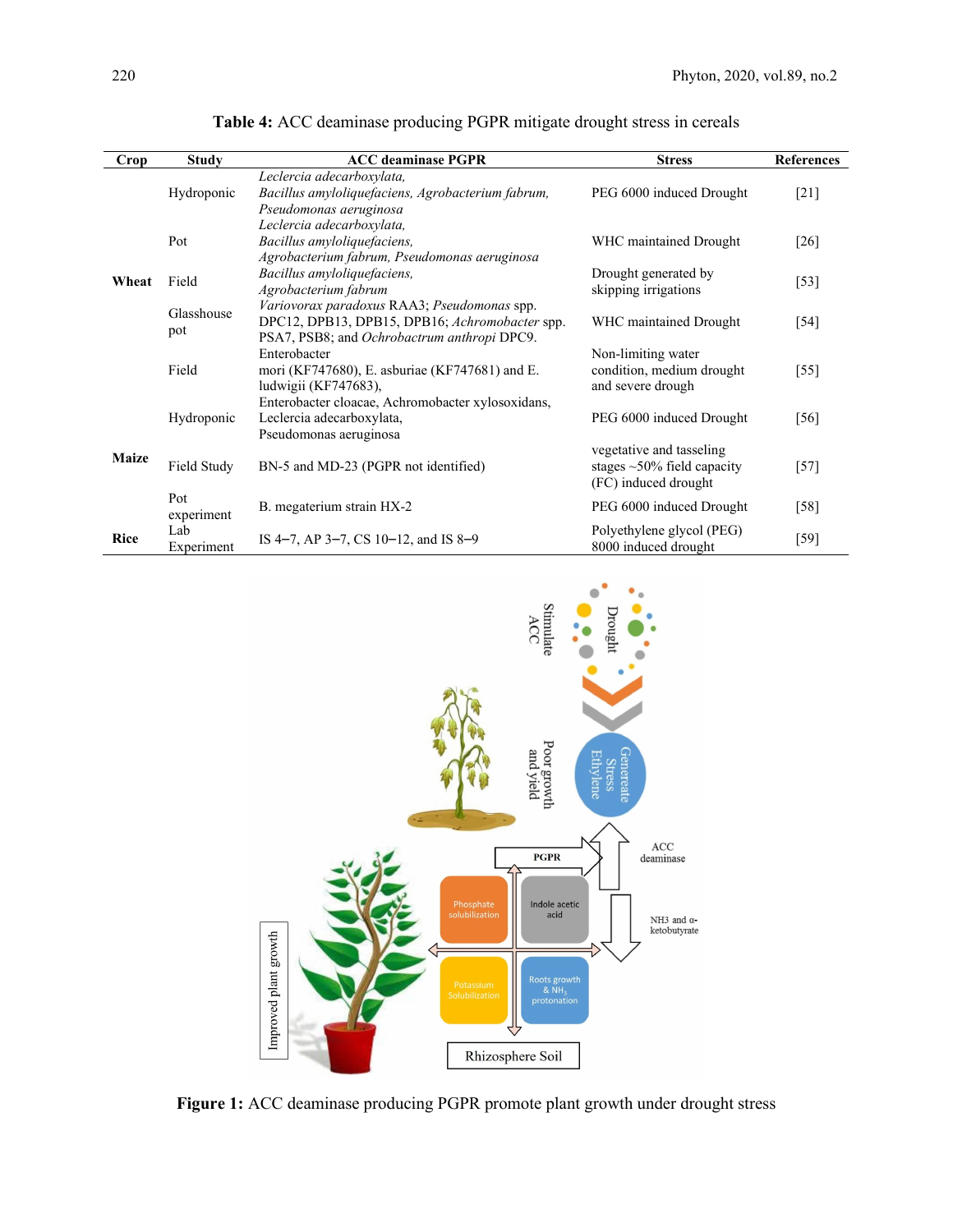**Table 4:** ACC deaminase producing PGPR mitigate drought stress in cereals

| Crop | Study | ACC deaminase PGPR | Stress | References |
|---|---|---|---|---|
| Wheat | Hydroponic | *Leclercia adecarboxylata, Bacillus amyloliquefaciens, Agrobacterium fabrum, Pseudomonas aeruginosa* | PEG 6000 induced Drought | [21] |
| | Pot | *Leclercia adecarboxylata, Bacillus amyloliquefaciens, Agrobacterium fabrum, Pseudomonas aeruginosa* | WHC maintained Drought | [26] |
| | Field | *Bacillus amyloliquefaciens, Agrobacterium fabrum* | Drought generated by skipping irrigations | [53] |
| | Glasshouse pot | *Variovorax paradoxus* RAA3; *Pseudomonas* spp. DPC12, DPB13, DPB15, DPB16; *Achromobacter* spp. PSA7, PSB8; and *Ochrobactrum anthropi* DPC9. | WHC maintained Drought | [54] |
| Maize | Field | Enterobacter mori (KF747680), E. asburiae (KF747681) and E. ludwigii (KF747683), | Non-limiting water condition, medium drought and severe drough | [55] |
| | Hydroponic | Enterobacter cloacae, Achromobacter xylosoxidans, Leclercia adecarboxylata, Pseudomonas aeruginosa | PEG 6000 induced Drought | [56] |
| | Field Study | BN-5 and MD-23 (PGPR not identified) | vegetative and tasseling stages ~50% field capacity (FC) induced drought | [57] |
| | Pot experiment | B. megaterium strain HX-2 | PEG 6000 induced Drought | [58] |
| Rice | Lab Experiment | IS 4–7, AP 3–7, CS 10–12, and IS 8–9 | Polyethylene glycol (PEG) 8000 induced drought | [59] |

**Figure 1:** ACC deaminase producing PGPR promote plant growth under drought stress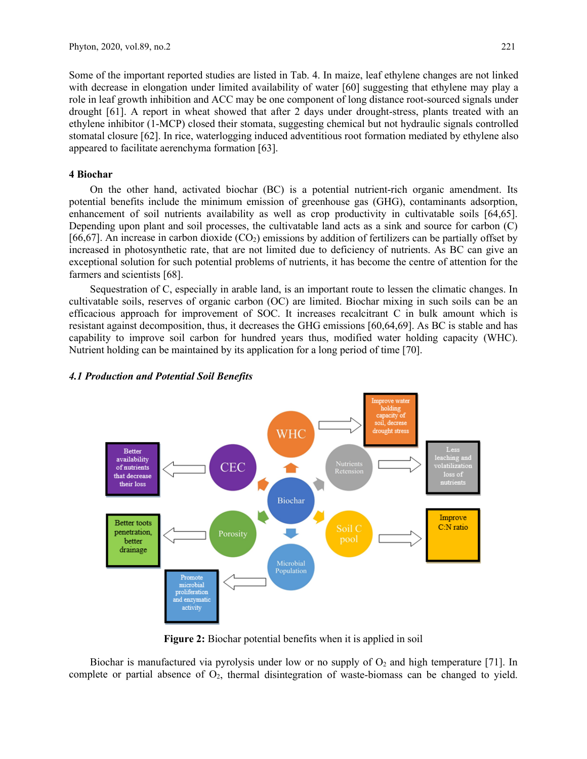Some of the important reported studies are listed in Tab. 4. In maize, leaf ethylene changes are not linked with decrease in elongation under limited availability of water [60] suggesting that ethylene may play a role in leaf growth inhibition and ACC may be one component of long distance root-sourced signals under drought [61]. A report in wheat showed that after 2 days under drought-stress, plants treated with an ethylene inhibitor (1-MCP) closed their stomata, suggesting chemical but not hydraulic signals controlled stomatal closure [62]. In rice, waterlogging induced adventitious root formation mediated by ethylene also appeared to facilitate aerenchyma formation [63].

## 4 Biochar

On the other hand, activated biochar (BC) is a potential nutrient-rich organic amendment. Its potential benefits include the minimum emission of greenhouse gas (GHG), contaminants adsorption, enhancement of soil nutrients availability as well as crop productivity in cultivatable soils [64,65]. Depending upon plant and soil processes, the cultivatable land acts as a sink and source for carbon (C) [66,67]. An increase in carbon dioxide ($CO_2$) emissions by addition of fertilizers can be partially offset by increased in photosynthetic rate, that are not limited due to deficiency of nutrients. As BC can give an exceptional solution for such potential problems of nutrients, it has become the centre of attention for the farmers and scientists [68].

Sequestration of C, especially in arable land, is an important route to lessen the climatic changes. In cultivatable soils, reserves of organic carbon (OC) are limited. Biochar mixing in such soils can be an efficacious approach for improvement of SOC. It increases recalcitrant C in bulk amount which is resistant against decomposition, thus, it decreases the GHG emissions [60,64,69]. As BC is stable and has capability to improve soil carbon for hundred years thus, modified water holding capacity (WHC). Nutrient holding can be maintained by its application for a long period of time [70].

### *4.1 Production and Potential Soil Benefits*

**Figure 2:** Biochar potential benefits when it is applied in soil

Biochar is manufactured via pyrolysis under low or no supply of $O_2$ and high temperature [71]. In complete or partial absence of $O_2$, thermal disintegration of waste-biomass can be changed to yield.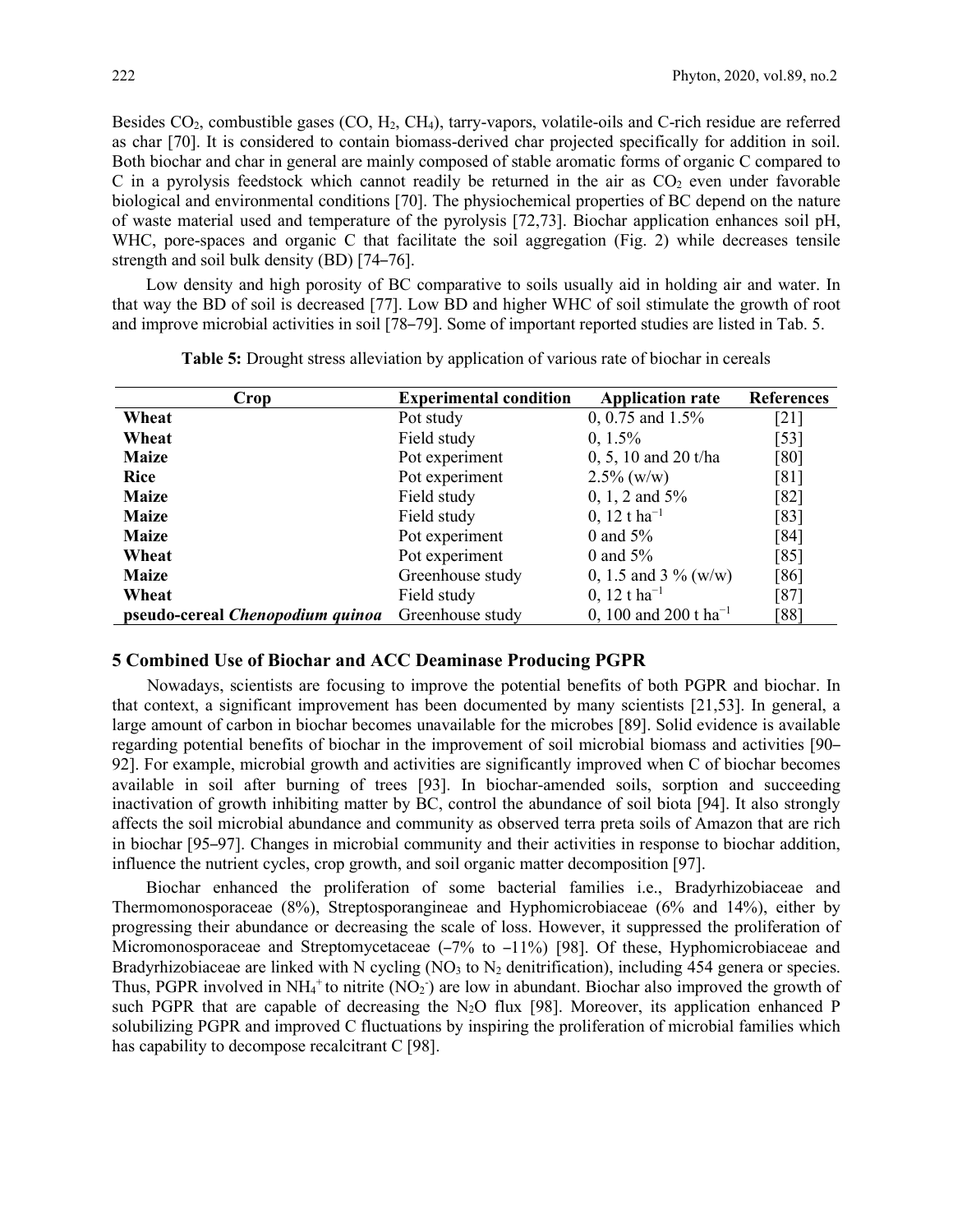Besides $CO_2$, combustible gases (CO, $H_2$, $CH_4$), tarry-vapors, volatile-oils and C-rich residue are referred as char [70]. It is considered to contain biomass-derived char projected specifically for addition in soil. Both biochar and char in general are mainly composed of stable aromatic forms of organic C compared to C in a pyrolysis feedstock which cannot readily be returned in the air as $CO_2$ even under favorable biological and environmental conditions [70]. The physiochemical properties of BC depend on the nature of waste material used and temperature of the pyrolysis [72,73]. Biochar application enhances soil pH, WHC, pore-spaces and organic C that facilitate the soil aggregation (Fig. 2) while decreases tensile strength and soil bulk density (BD) [74–76].

Low density and high porosity of BC comparative to soils usually aid in holding air and water. In that way the BD of soil is decreased [77]. Low BD and higher WHC of soil stimulate the growth of root and improve microbial activities in soil [78–79]. Some of important reported studies are listed in Tab. 5.

**Table 5:** Drought stress alleviation by application of various rate of biochar in cereals

| Crop | Experimental condition | Application rate | References |
|---|---|---|---|
| **Wheat** | Pot study | 0, 0.75 and 1.5% | [21] |
| **Wheat** | Field study | 0, 1.5% | [53] |
| **Maize** | Pot experiment | 0, 5, 10 and 20 t/ha | [80] |
| **Rice** | Pot experiment | 2.5% (w/w) | [81] |
| **Maize** | Field study | 0, 1, 2 and 5% | [82] |
| **Maize** | Field study | 0, 12 t $ha^{-1}$ | [83] |
| **Maize** | Pot experiment | 0 and 5% | [84] |
| **Wheat** | Pot experiment | 0 and 5% | [85] |
| **Maize** | Greenhouse study | 0, 1.5 and 3 % (w/w) | [86] |
| **Wheat** | Field study | 0, 12 t $ha^{-1}$ | [87] |
| **pseudo-cereal *Chenopodium quinoa*** | Greenhouse study | 0, 100 and 200 t $ha^{-1}$ | [88] |

## 5 Combined Use of Biochar and ACC Deaminase Producing PGPR

Nowadays, scientists are focusing to improve the potential benefits of both PGPR and biochar. In that context, a significant improvement has been documented by many scientists [21,53]. In general, a large amount of carbon in biochar becomes unavailable for the microbes [89]. Solid evidence is available regarding potential benefits of biochar in the improvement of soil microbial biomass and activities [90–92]. For example, microbial growth and activities are significantly improved when C of biochar becomes available in soil after burning of trees [93]. In biochar-amended soils, sorption and succeeding inactivation of growth inhibiting matter by BC, control the abundance of soil biota [94]. It also strongly affects the soil microbial abundance and community as observed terra preta soils of Amazon that are rich in biochar [95–97]. Changes in microbial community and their activities in response to biochar addition, influence the nutrient cycles, crop growth, and soil organic matter decomposition [97].

Biochar enhanced the proliferation of some bacterial families i.e., Bradyrhizobiaceae and Thermomonosporaceae (8%), Streptosporangineae and Hyphomicrobiaceae (6% and 14%), either by progressing their abundance or decreasing the scale of loss. However, it suppressed the proliferation of Micromonosporaceae and Streptomycetaceae (−7% to −11%) [98]. Of these, Hyphomicrobiaceae and Bradyrhizobiaceae are linked with N cycling ($NO_3$ to $N_2$ denitrification), including 454 genera or species. Thus, PGPR involved in $NH_4^+$ to nitrite ($NO_2^-$) are low in abundant. Biochar also improved the growth of such PGPR that are capable of decreasing the $N_2O$ flux [98]. Moreover, its application enhanced P solubilizing PGPR and improved C fluctuations by inspiring the proliferation of microbial families which has capability to decompose recalcitrant C [98].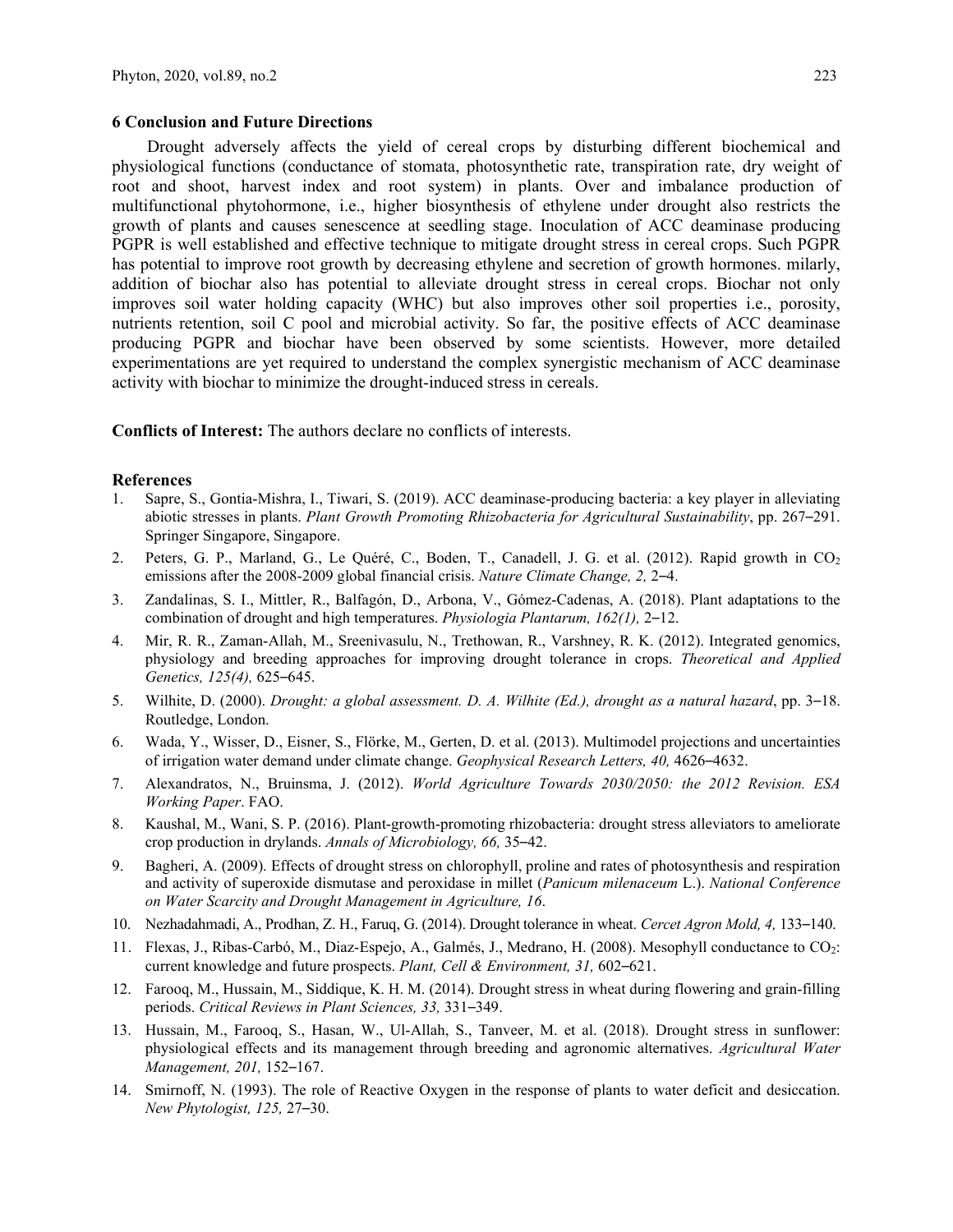## 6 Conclusion and Future Directions

Drought adversely affects the yield of cereal crops by disturbing different biochemical and physiological functions (conductance of stomata, photosynthetic rate, transpiration rate, dry weight of root and shoot, harvest index and root system) in plants. Over and imbalance production of multifunctional phytohormone, i.e., higher biosynthesis of ethylene under drought also restricts the growth of plants and causes senescence at seedling stage. Inoculation of ACC deaminase producing PGPR is well established and effective technique to mitigate drought stress in cereal crops. Such PGPR has potential to improve root growth by decreasing ethylene and secretion of growth hormones. milarly, addition of biochar also has potential to alleviate drought stress in cereal crops. Biochar not only improves soil water holding capacity (WHC) but also improves other soil properties i.e., porosity, nutrients retention, soil C pool and microbial activity. So far, the positive effects of ACC deaminase producing PGPR and biochar have been observed by some scientists. However, more detailed experimentations are yet required to understand the complex synergistic mechanism of ACC deaminase activity with biochar to minimize the drought-induced stress in cereals.

**Conflicts of Interest:** The authors declare no conflicts of interests.

## References

1. Sapre, S., Gontia-Mishra, I., Tiwari, S. (2019). ACC deaminase-producing bacteria: a key player in alleviating abiotic stresses in plants. *Plant Growth Promoting Rhizobacteria for Agricultural Sustainability*, pp. 267–291. Springer Singapore, Singapore.
2. Peters, G. P., Marland, G., Le Quéré, C., Boden, T., Canadell, J. G. et al. (2012). Rapid growth in $CO_2$ emissions after the 2008-2009 global financial crisis. *Nature Climate Change, 2,* 2–4.
3. Zandalinas, S. I., Mittler, R., Balfagón, D., Arbona, V., Gómez-Cadenas, A. (2018). Plant adaptations to the combination of drought and high temperatures. *Physiologia Plantarum, 162(1),* 2–12.
4. Mir, R. R., Zaman-Allah, M., Sreenivasulu, N., Trethowan, R., Varshney, R. K. (2012). Integrated genomics, physiology and breeding approaches for improving drought tolerance in crops. *Theoretical and Applied Genetics, 125(4),* 625–645.
5. Wilhite, D. (2000). *Drought: a global assessment. D. A. Wilhite (Ed.), drought as a natural hazard*, pp. 3–18. Routledge, London.
6. Wada, Y., Wisser, D., Eisner, S., Flörke, M., Gerten, D. et al. (2013). Multimodel projections and uncertainties of irrigation water demand under climate change. *Geophysical Research Letters, 40,* 4626–4632.
7. Alexandratos, N., Bruinsma, J. (2012). *World Agriculture Towards 2030/2050: the 2012 Revision. ESA Working Paper*. FAO.
8. Kaushal, M., Wani, S. P. (2016). Plant-growth-promoting rhizobacteria: drought stress alleviators to ameliorate crop production in drylands. *Annals of Microbiology, 66,* 35–42.
9. Bagheri, A. (2009). Effects of drought stress on chlorophyll, proline and rates of photosynthesis and respiration and activity of superoxide dismutase and peroxidase in millet (*Panicum milenaceum* L.). *National Conference on Water Scarcity and Drought Management in Agriculture, 16*.
10. Nezhadahmadi, A., Prodhan, Z. H., Faruq, G. (2014). Drought tolerance in wheat. *Cercet Agron Mold, 4,* 133–140.
11. Flexas, J., Ribas-Carbó, M., Diaz-Espejo, A., Galmés, J., Medrano, H. (2008). Mesophyll conductance to $CO_2$: current knowledge and future prospects. *Plant, Cell & Environment, 31,* 602–621.
12. Farooq, M., Hussain, M., Siddique, K. H. M. (2014). Drought stress in wheat during flowering and grain-filling periods. *Critical Reviews in Plant Sciences, 33,* 331–349.
13. Hussain, M., Farooq, S., Hasan, W., Ul-Allah, S., Tanveer, M. et al. (2018). Drought stress in sunflower: physiological effects and its management through breeding and agronomic alternatives. *Agricultural Water Management, 201,* 152–167.
14. Smirnoff, N. (1993). The role of Reactive Oxygen in the response of plants to water deficit and desiccation. *New Phytologist, 125,* 27–30.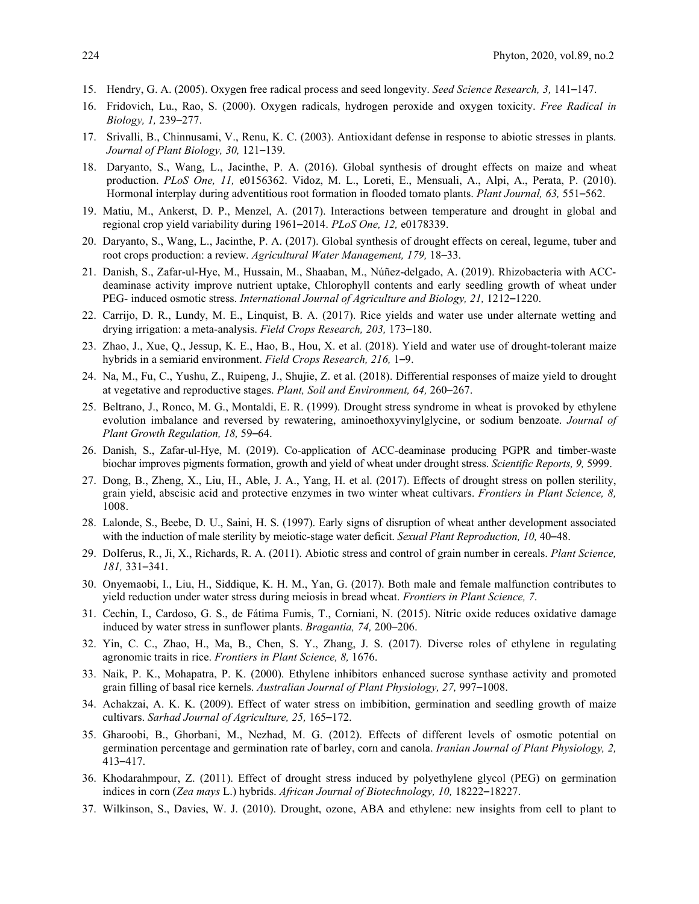15. Hendry, G. A. (2005). Oxygen free radical process and seed longevity. *Seed Science Research, 3,* 141‒147.
16. Fridovich, Lu., Rao, S. (2000). Oxygen radicals, hydrogen peroxide and oxygen toxicity. *Free Radical in Biology, 1,* 239‒277.
17. Srivalli, B., Chinnusami, V., Renu, K. C. (2003). Antioxidant defense in response to abiotic stresses in plants. *Journal of Plant Biology, 30,* 121‒139.
18. Daryanto, S., Wang, L., Jacinthe, P. A. (2016). Global synthesis of drought effects on maize and wheat production. *PLoS One, 11,* e0156362. Vidoz, M. L., Loreti, E., Mensuali, A., Alpi, A., Perata, P. (2010). Hormonal interplay during adventitious root formation in flooded tomato plants. *Plant Journal, 63,* 551‒562.
19. Matiu, M., Ankerst, D. P., Menzel, A. (2017). Interactions between temperature and drought in global and regional crop yield variability during 1961‒2014. *PLoS One, 12,* e0178339.
20. Daryanto, S., Wang, L., Jacinthe, P. A. (2017). Global synthesis of drought effects on cereal, legume, tuber and root crops production: a review. *Agricultural Water Management, 179,* 18‒33.
21. Danish, S., Zafar-ul-Hye, M., Hussain, M., Shaaban, M., Núñez-delgado, A. (2019). Rhizobacteria with ACC-deaminase activity improve nutrient uptake, Chlorophyll contents and early seedling growth of wheat under PEG- induced osmotic stress. *International Journal of Agriculture and Biology, 21,* 1212‒1220.
22. Carrijo, D. R., Lundy, M. E., Linquist, B. A. (2017). Rice yields and water use under alternate wetting and drying irrigation: a meta-analysis. *Field Crops Research, 203,* 173‒180.
23. Zhao, J., Xue, Q., Jessup, K. E., Hao, B., Hou, X. et al. (2018). Yield and water use of drought-tolerant maize hybrids in a semiarid environment. *Field Crops Research, 216,* 1‒9.
24. Na, M., Fu, C., Yushu, Z., Ruipeng, J., Shujie, Z. et al. (2018). Differential responses of maize yield to drought at vegetative and reproductive stages. *Plant, Soil and Environment, 64,* 260‒267.
25. Beltrano, J., Ronco, M. G., Montaldi, E. R. (1999). Drought stress syndrome in wheat is provoked by ethylene evolution imbalance and reversed by rewatering, aminoethoxyvinylglycine, or sodium benzoate. *Journal of Plant Growth Regulation, 18,* 59‒64.
26. Danish, S., Zafar-ul-Hye, M. (2019). Co-application of ACC-deaminase producing PGPR and timber-waste biochar improves pigments formation, growth and yield of wheat under drought stress. *Scientific Reports, 9,* 5999.
27. Dong, B., Zheng, X., Liu, H., Able, J. A., Yang, H. et al. (2017). Effects of drought stress on pollen sterility, grain yield, abscisic acid and protective enzymes in two winter wheat cultivars. *Frontiers in Plant Science, 8,* 1008.
28. Lalonde, S., Beebe, D. U., Saini, H. S. (1997). Early signs of disruption of wheat anther development associated with the induction of male sterility by meiotic-stage water deficit. *Sexual Plant Reproduction, 10,* 40‒48.
29. Dolferus, R., Ji, X., Richards, R. A. (2011). Abiotic stress and control of grain number in cereals. *Plant Science, 181,* 331‒341.
30. Onyemaobi, I., Liu, H., Siddique, K. H. M., Yan, G. (2017). Both male and female malfunction contributes to yield reduction under water stress during meiosis in bread wheat. *Frontiers in Plant Science, 7*.
31. Cechin, I., Cardoso, G. S., de Fátima Fumis, T., Corniani, N. (2015). Nitric oxide reduces oxidative damage induced by water stress in sunflower plants. *Bragantia, 74,* 200‒206.
32. Yin, C. C., Zhao, H., Ma, B., Chen, S. Y., Zhang, J. S. (2017). Diverse roles of ethylene in regulating agronomic traits in rice. *Frontiers in Plant Science, 8,* 1676.
33. Naik, P. K., Mohapatra, P. K. (2000). Ethylene inhibitors enhanced sucrose synthase activity and promoted grain filling of basal rice kernels. *Australian Journal of Plant Physiology, 27,* 997‒1008.
34. Achakzai, A. K. K. (2009). Effect of water stress on imbibition, germination and seedling growth of maize cultivars. *Sarhad Journal of Agriculture, 25,* 165‒172.
35. Gharoobi, B., Ghorbani, M., Nezhad, M. G. (2012). Effects of different levels of osmotic potential on germination percentage and germination rate of barley, corn and canola. *Iranian Journal of Plant Physiology, 2,* 413‒417.
36. Khodarahmpour, Z. (2011). Effect of drought stress induced by polyethylene glycol (PEG) on germination indices in corn (*Zea mays* L.) hybrids. *African Journal of Biotechnology, 10,* 18222‒18227.
37. Wilkinson, S., Davies, W. J. (2010). Drought, ozone, ABA and ethylene: new insights from cell to plant to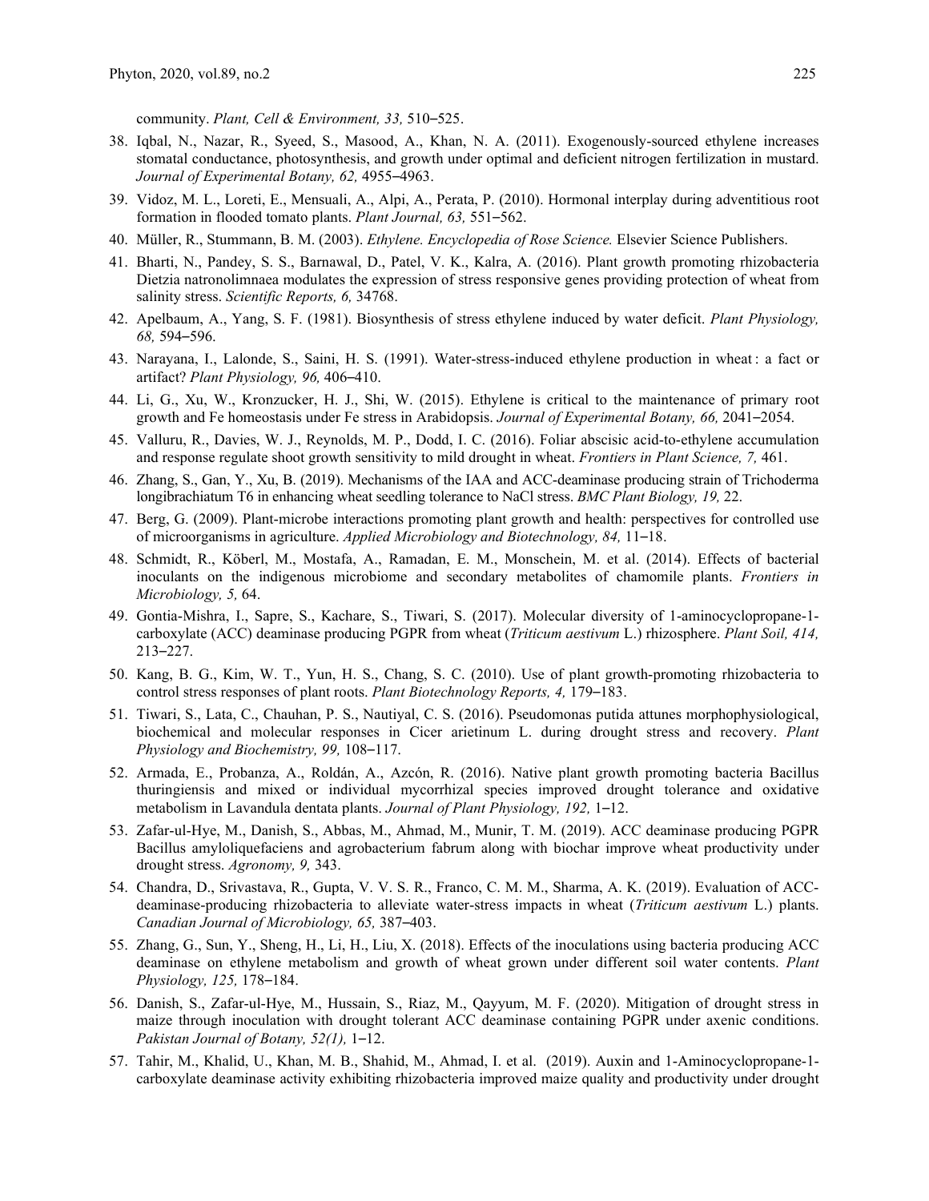community. *Plant, Cell & Environment, 33,* 510–525.

38. Iqbal, N., Nazar, R., Syeed, S., Masood, A., Khan, N. A. (2011). Exogenously-sourced ethylene increases stomatal conductance, photosynthesis, and growth under optimal and deficient nitrogen fertilization in mustard. *Journal of Experimental Botany, 62,* 4955–4963.
39. Vidoz, M. L., Loreti, E., Mensuali, A., Alpi, A., Perata, P. (2010). Hormonal interplay during adventitious root formation in flooded tomato plants. *Plant Journal, 63,* 551–562.
40. Müller, R., Stummann, B. M. (2003). *Ethylene. Encyclopedia of Rose Science.* Elsevier Science Publishers.
41. Bharti, N., Pandey, S. S., Barnawal, D., Patel, V. K., Kalra, A. (2016). Plant growth promoting rhizobacteria Dietzia natronolimnaea modulates the expression of stress responsive genes providing protection of wheat from salinity stress. *Scientific Reports, 6,* 34768.
42. Apelbaum, A., Yang, S. F. (1981). Biosynthesis of stress ethylene induced by water deficit. *Plant Physiology, 68,* 594–596.
43. Narayana, I., Lalonde, S., Saini, H. S. (1991). Water-stress-induced ethylene production in wheat : a fact or artifact? *Plant Physiology, 96,* 406–410.
44. Li, G., Xu, W., Kronzucker, H. J., Shi, W. (2015). Ethylene is critical to the maintenance of primary root growth and Fe homeostasis under Fe stress in Arabidopsis. *Journal of Experimental Botany, 66,* 2041–2054.
45. Valluru, R., Davies, W. J., Reynolds, M. P., Dodd, I. C. (2016). Foliar abscisic acid-to-ethylene accumulation and response regulate shoot growth sensitivity to mild drought in wheat. *Frontiers in Plant Science, 7,* 461.
46. Zhang, S., Gan, Y., Xu, B. (2019). Mechanisms of the IAA and ACC-deaminase producing strain of Trichoderma longibrachiatum T6 in enhancing wheat seedling tolerance to NaCl stress. *BMC Plant Biology, 19,* 22.
47. Berg, G. (2009). Plant-microbe interactions promoting plant growth and health: perspectives for controlled use of microorganisms in agriculture. *Applied Microbiology and Biotechnology, 84,* 11–18.
48. Schmidt, R., Köberl, M., Mostafa, A., Ramadan, E. M., Monschein, M. et al. (2014). Effects of bacterial inoculants on the indigenous microbiome and secondary metabolites of chamomile plants. *Frontiers in Microbiology, 5,* 64.
49. Gontia-Mishra, I., Sapre, S., Kachare, S., Tiwari, S. (2017). Molecular diversity of 1-aminocyclopropane-1-carboxylate (ACC) deaminase producing PGPR from wheat (*Triticum aestivum* L.) rhizosphere. *Plant Soil, 414,* 213–227.
50. Kang, B. G., Kim, W. T., Yun, H. S., Chang, S. C. (2010). Use of plant growth-promoting rhizobacteria to control stress responses of plant roots. *Plant Biotechnology Reports, 4,* 179–183.
51. Tiwari, S., Lata, C., Chauhan, P. S., Nautiyal, C. S. (2016). Pseudomonas putida attunes morphophysiological, biochemical and molecular responses in Cicer arietinum L. during drought stress and recovery. *Plant Physiology and Biochemistry, 99,* 108–117.
52. Armada, E., Probanza, A., Roldán, A., Azcón, R. (2016). Native plant growth promoting bacteria Bacillus thuringiensis and mixed or individual mycorrhizal species improved drought tolerance and oxidative metabolism in Lavandula dentata plants. *Journal of Plant Physiology, 192,* 1–12.
53. Zafar-ul-Hye, M., Danish, S., Abbas, M., Ahmad, M., Munir, T. M. (2019). ACC deaminase producing PGPR Bacillus amyloliquefaciens and agrobacterium fabrum along with biochar improve wheat productivity under drought stress. *Agronomy, 9,* 343.
54. Chandra, D., Srivastava, R., Gupta, V. V. S. R., Franco, C. M. M., Sharma, A. K. (2019). Evaluation of ACC-deaminase-producing rhizobacteria to alleviate water-stress impacts in wheat (*Triticum aestivum* L.) plants. *Canadian Journal of Microbiology, 65,* 387–403.
55. Zhang, G., Sun, Y., Sheng, H., Li, H., Liu, X. (2018). Effects of the inoculations using bacteria producing ACC deaminase on ethylene metabolism and growth of wheat grown under different soil water contents. *Plant Physiology, 125,* 178–184.
56. Danish, S., Zafar-ul-Hye, M., Hussain, S., Riaz, M., Qayyum, M. F. (2020). Mitigation of drought stress in maize through inoculation with drought tolerant ACC deaminase containing PGPR under axenic conditions. *Pakistan Journal of Botany, 52(1),* 1–12.
57. Tahir, M., Khalid, U., Khan, M. B., Shahid, M., Ahmad, I. et al. (2019). Auxin and 1-Aminocyclopropane-1-carboxylate deaminase activity exhibiting rhizobacteria improved maize quality and productivity under drought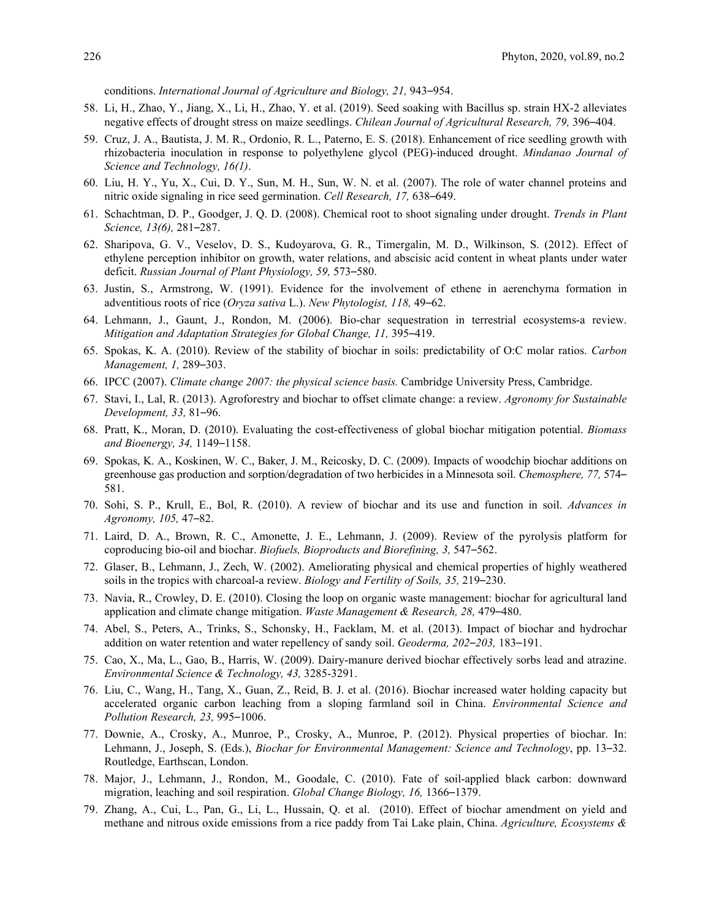conditions. *International Journal of Agriculture and Biology, 21,* 943–954.

58. Li, H., Zhao, Y., Jiang, X., Li, H., Zhao, Y. et al. (2019). Seed soaking with Bacillus sp. strain HX-2 alleviates negative effects of drought stress on maize seedlings. *Chilean Journal of Agricultural Research, 79,* 396–404.
59. Cruz, J. A., Bautista, J. M. R., Ordonio, R. L., Paterno, E. S. (2018). Enhancement of rice seedling growth with rhizobacteria inoculation in response to polyethylene glycol (PEG)-induced drought. *Mindanao Journal of Science and Technology, 16(1)*.
60. Liu, H. Y., Yu, X., Cui, D. Y., Sun, M. H., Sun, W. N. et al. (2007). The role of water channel proteins and nitric oxide signaling in rice seed germination. *Cell Research, 17,* 638–649.
61. Schachtman, D. P., Goodger, J. Q. D. (2008). Chemical root to shoot signaling under drought. *Trends in Plant Science, 13(6),* 281–287.
62. Sharipova, G. V., Veselov, D. S., Kudoyarova, G. R., Timergalin, M. D., Wilkinson, S. (2012). Effect of ethylene perception inhibitor on growth, water relations, and abscisic acid content in wheat plants under water deficit. *Russian Journal of Plant Physiology, 59,* 573–580.
63. Justin, S., Armstrong, W. (1991). Evidence for the involvement of ethene in aerenchyma formation in adventitious roots of rice (*Oryza sativa* L.). *New Phytologist, 118,* 49–62.
64. Lehmann, J., Gaunt, J., Rondon, M. (2006). Bio-char sequestration in terrestrial ecosystems-a review. *Mitigation and Adaptation Strategies for Global Change, 11,* 395–419.
65. Spokas, K. A. (2010). Review of the stability of biochar in soils: predictability of O:C molar ratios. *Carbon Management, 1,* 289–303.
66. IPCC (2007). *Climate change 2007: the physical science basis.* Cambridge University Press, Cambridge.
67. Stavi, I., Lal, R. (2013). Agroforestry and biochar to offset climate change: a review. *Agronomy for Sustainable Development, 33,* 81–96.
68. Pratt, K., Moran, D. (2010). Evaluating the cost-effectiveness of global biochar mitigation potential. *Biomass and Bioenergy, 34,* 1149–1158.
69. Spokas, K. A., Koskinen, W. C., Baker, J. M., Reicosky, D. C. (2009). Impacts of woodchip biochar additions on greenhouse gas production and sorption/degradation of two herbicides in a Minnesota soil. *Chemosphere, 77,* 574–581.
70. Sohi, S. P., Krull, E., Bol, R. (2010). A review of biochar and its use and function in soil. *Advances in Agronomy, 105,* 47–82.
71. Laird, D. A., Brown, R. C., Amonette, J. E., Lehmann, J. (2009). Review of the pyrolysis platform for coproducing bio-oil and biochar. *Biofuels, Bioproducts and Biorefining, 3,* 547–562.
72. Glaser, B., Lehmann, J., Zech, W. (2002). Ameliorating physical and chemical properties of highly weathered soils in the tropics with charcoal-a review. *Biology and Fertility of Soils, 35,* 219–230.
73. Navia, R., Crowley, D. E. (2010). Closing the loop on organic waste management: biochar for agricultural land application and climate change mitigation. *Waste Management & Research, 28,* 479–480.
74. Abel, S., Peters, A., Trinks, S., Schonsky, H., Facklam, M. et al. (2013). Impact of biochar and hydrochar addition on water retention and water repellency of sandy soil. *Geoderma, 202–203,* 183–191.
75. Cao, X., Ma, L., Gao, B., Harris, W. (2009). Dairy-manure derived biochar effectively sorbs lead and atrazine. *Environmental Science & Technology, 43,* 3285-3291.
76. Liu, C., Wang, H., Tang, X., Guan, Z., Reid, B. J. et al. (2016). Biochar increased water holding capacity but accelerated organic carbon leaching from a sloping farmland soil in China. *Environmental Science and Pollution Research, 23,* 995–1006.
77. Downie, A., Crosky, A., Munroe, P., Crosky, A., Munroe, P. (2012). Physical properties of biochar. In: Lehmann, J., Joseph, S. (Eds.), *Biochar for Environmental Management: Science and Technology*, pp. 13–32. Routledge, Earthscan, London.
78. Major, J., Lehmann, J., Rondon, M., Goodale, C. (2010). Fate of soil-applied black carbon: downward migration, leaching and soil respiration. *Global Change Biology, 16,* 1366–1379.
79. Zhang, A., Cui, L., Pan, G., Li, L., Hussain, Q. et al. (2010). Effect of biochar amendment on yield and methane and nitrous oxide emissions from a rice paddy from Tai Lake plain, China. *Agriculture, Ecosystems &*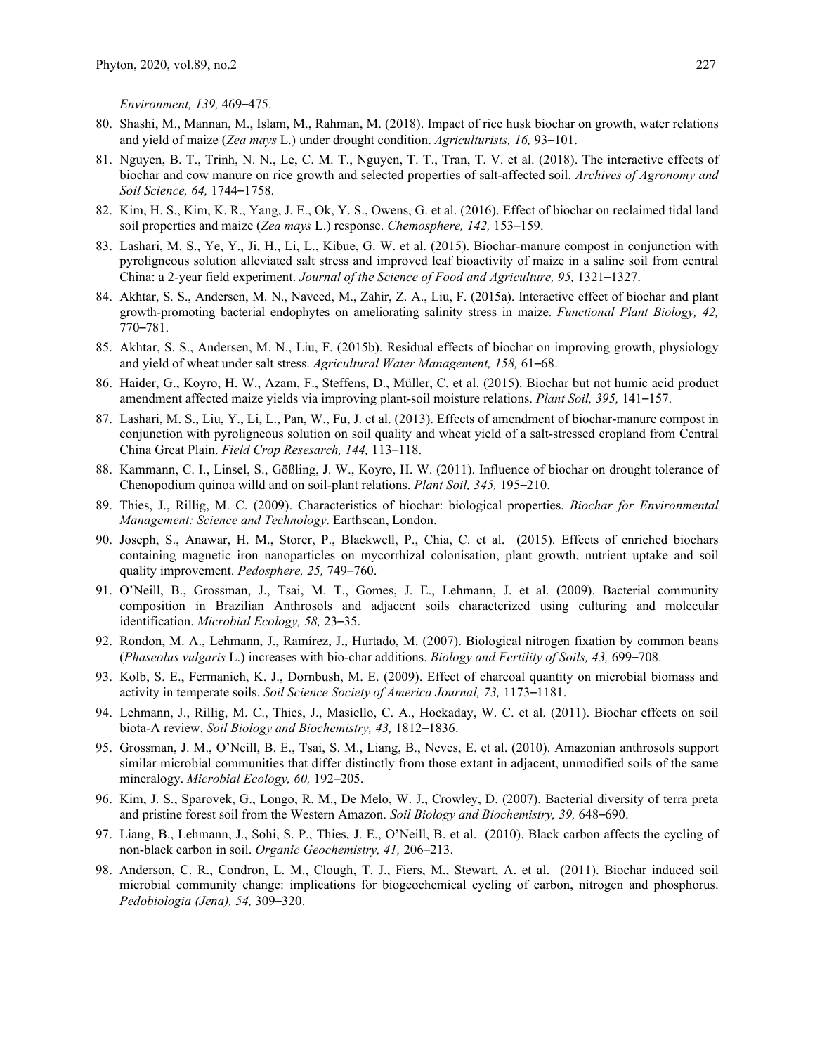*Environment, 139,* 469–475.

80. Shashi, M., Mannan, M., Islam, M., Rahman, M. (2018). Impact of rice husk biochar on growth, water relations and yield of maize (*Zea mays* L.) under drought condition. *Agriculturists, 16,* 93–101.
81. Nguyen, B. T., Trinh, N. N., Le, C. M. T., Nguyen, T. T., Tran, T. V. et al. (2018). The interactive effects of biochar and cow manure on rice growth and selected properties of salt-affected soil. *Archives of Agronomy and Soil Science, 64,* 1744–1758.
82. Kim, H. S., Kim, K. R., Yang, J. E., Ok, Y. S., Owens, G. et al. (2016). Effect of biochar on reclaimed tidal land soil properties and maize (*Zea mays* L.) response. *Chemosphere, 142,* 153–159.
83. Lashari, M. S., Ye, Y., Ji, H., Li, L., Kibue, G. W. et al. (2015). Biochar-manure compost in conjunction with pyroligneous solution alleviated salt stress and improved leaf bioactivity of maize in a saline soil from central China: a 2-year field experiment. *Journal of the Science of Food and Agriculture, 95,* 1321–1327.
84. Akhtar, S. S., Andersen, M. N., Naveed, M., Zahir, Z. A., Liu, F. (2015a). Interactive effect of biochar and plant growth-promoting bacterial endophytes on ameliorating salinity stress in maize. *Functional Plant Biology, 42,* 770–781.
85. Akhtar, S. S., Andersen, M. N., Liu, F. (2015b). Residual effects of biochar on improving growth, physiology and yield of wheat under salt stress. *Agricultural Water Management, 158,* 61–68.
86. Haider, G., Koyro, H. W., Azam, F., Steffens, D., Müller, C. et al. (2015). Biochar but not humic acid product amendment affected maize yields via improving plant-soil moisture relations. *Plant Soil, 395,* 141–157.
87. Lashari, M. S., Liu, Y., Li, L., Pan, W., Fu, J. et al. (2013). Effects of amendment of biochar-manure compost in conjunction with pyroligneous solution on soil quality and wheat yield of a salt-stressed cropland from Central China Great Plain. *Field Crop Resesarch, 144,* 113–118.
88. Kammann, C. I., Linsel, S., Gößling, J. W., Koyro, H. W. (2011). Influence of biochar on drought tolerance of Chenopodium quinoa willd and on soil-plant relations. *Plant Soil, 345,* 195–210.
89. Thies, J., Rillig, M. C. (2009). Characteristics of biochar: biological properties. *Biochar for Environmental Management: Science and Technology*. Earthscan, London.
90. Joseph, S., Anawar, H. M., Storer, P., Blackwell, P., Chia, C. et al. (2015). Effects of enriched biochars containing magnetic iron nanoparticles on mycorrhizal colonisation, plant growth, nutrient uptake and soil quality improvement. *Pedosphere, 25,* 749–760.
91. O'Neill, B., Grossman, J., Tsai, M. T., Gomes, J. E., Lehmann, J. et al. (2009). Bacterial community composition in Brazilian Anthrosols and adjacent soils characterized using culturing and molecular identification. *Microbial Ecology, 58,* 23–35.
92. Rondon, M. A., Lehmann, J., Ramírez, J., Hurtado, M. (2007). Biological nitrogen fixation by common beans (*Phaseolus vulgaris* L.) increases with bio-char additions. *Biology and Fertility of Soils, 43,* 699–708.
93. Kolb, S. E., Fermanich, K. J., Dornbush, M. E. (2009). Effect of charcoal quantity on microbial biomass and activity in temperate soils. *Soil Science Society of America Journal, 73,* 1173–1181.
94. Lehmann, J., Rillig, M. C., Thies, J., Masiello, C. A., Hockaday, W. C. et al. (2011). Biochar effects on soil biota-A review. *Soil Biology and Biochemistry, 43,* 1812–1836.
95. Grossman, J. M., O'Neill, B. E., Tsai, S. M., Liang, B., Neves, E. et al. (2010). Amazonian anthrosols support similar microbial communities that differ distinctly from those extant in adjacent, unmodified soils of the same mineralogy. *Microbial Ecology, 60,* 192–205.
96. Kim, J. S., Sparovek, G., Longo, R. M., De Melo, W. J., Crowley, D. (2007). Bacterial diversity of terra preta and pristine forest soil from the Western Amazon. *Soil Biology and Biochemistry, 39,* 648–690.
97. Liang, B., Lehmann, J., Sohi, S. P., Thies, J. E., O'Neill, B. et al. (2010). Black carbon affects the cycling of non-black carbon in soil. *Organic Geochemistry, 41,* 206–213.
98. Anderson, C. R., Condron, L. M., Clough, T. J., Fiers, M., Stewart, A. et al. (2011). Biochar induced soil microbial community change: implications for biogeochemical cycling of carbon, nitrogen and phosphorus. *Pedobiologia (Jena), 54,* 309–320.